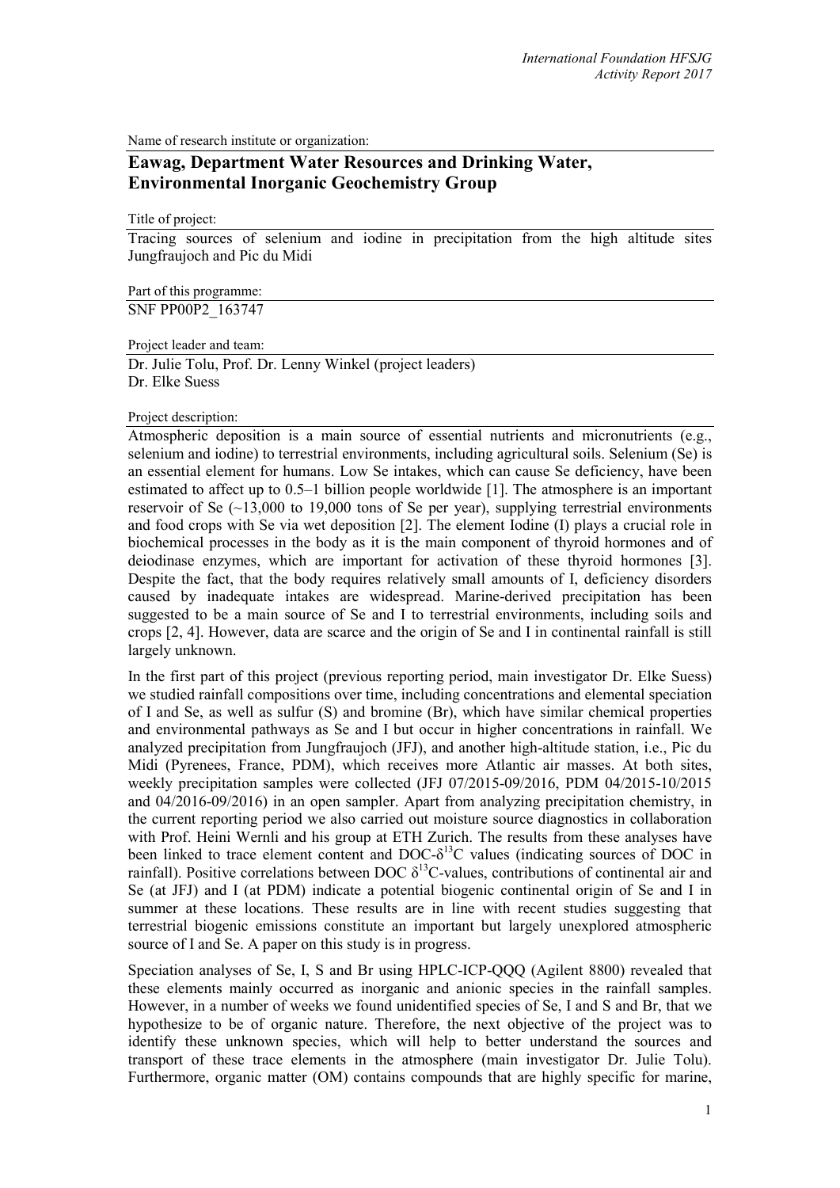Name of research institute or organization:

## Eawag, Department Water Resources and Drinking Water, Environmental Inorganic Geochemistry Group

Title of project:

Tracing sources of selenium and iodine in precipitation from the high altitude sites Jungfraujoch and Pic du Midi

Part of this programme:

SNF PP00P2_163747

Project leader and team:

Dr. Julie Tolu, Prof. Dr. Lenny Winkel (project leaders)
Dr. Elke Suess

Project description:

Atmospheric deposition is a main source of essential nutrients and micronutrients (e.g., selenium and iodine) to terrestrial environments, including agricultural soils. Selenium (Se) is an essential element for humans. Low Se intakes, which can cause Se deficiency, have been estimated to affect up to 0.5–1 billion people worldwide [1]. The atmosphere is an important reservoir of Se (~13,000 to 19,000 tons of Se per year), supplying terrestrial environments and food crops with Se via wet deposition [2]. The element Iodine (I) plays a crucial role in biochemical processes in the body as it is the main component of thyroid hormones and of deiodinase enzymes, which are important for activation of these thyroid hormones [3]. Despite the fact, that the body requires relatively small amounts of I, deficiency disorders caused by inadequate intakes are widespread. Marine-derived precipitation has been suggested to be a main source of Se and I to terrestrial environments, including soils and crops [2, 4]. However, data are scarce and the origin of Se and I in continental rainfall is still largely unknown.

In the first part of this project (previous reporting period, main investigator Dr. Elke Suess) we studied rainfall compositions over time, including concentrations and elemental speciation of I and Se, as well as sulfur (S) and bromine (Br), which have similar chemical properties and environmental pathways as Se and I but occur in higher concentrations in rainfall. We analyzed precipitation from Jungfraujoch (JFJ), and another high-altitude station, i.e., Pic du Midi (Pyrenees, France, PDM), which receives more Atlantic air masses. At both sites, weekly precipitation samples were collected (JFJ 07/2015-09/2016, PDM 04/2015-10/2015 and 04/2016-09/2016) in an open sampler. Apart from analyzing precipitation chemistry, in the current reporting period we also carried out moisture source diagnostics in collaboration with Prof. Heini Wernli and his group at ETH Zurich. The results from these analyses have been linked to trace element content and DOC-$\delta^{13}C$ values (indicating sources of DOC in rainfall). Positive correlations between DOC $\delta^{13}C$-values, contributions of continental air and Se (at JFJ) and I (at PDM) indicate a potential biogenic continental origin of Se and I in summer at these locations. These results are in line with recent studies suggesting that terrestrial biogenic emissions constitute an important but largely unexplored atmospheric source of I and Se. A paper on this study is in progress.

Speciation analyses of Se, I, S and Br using HPLC-ICP-QQQ (Agilent 8800) revealed that these elements mainly occurred as inorganic and anionic species in the rainfall samples. However, in a number of weeks we found unidentified species of Se, I and S and Br, that we hypothesize to be of organic nature. Therefore, the next objective of the project was to identify these unknown species, which will help to better understand the sources and transport of these trace elements in the atmosphere (main investigator Dr. Julie Tolu). Furthermore, organic matter (OM) contains compounds that are highly specific for marine,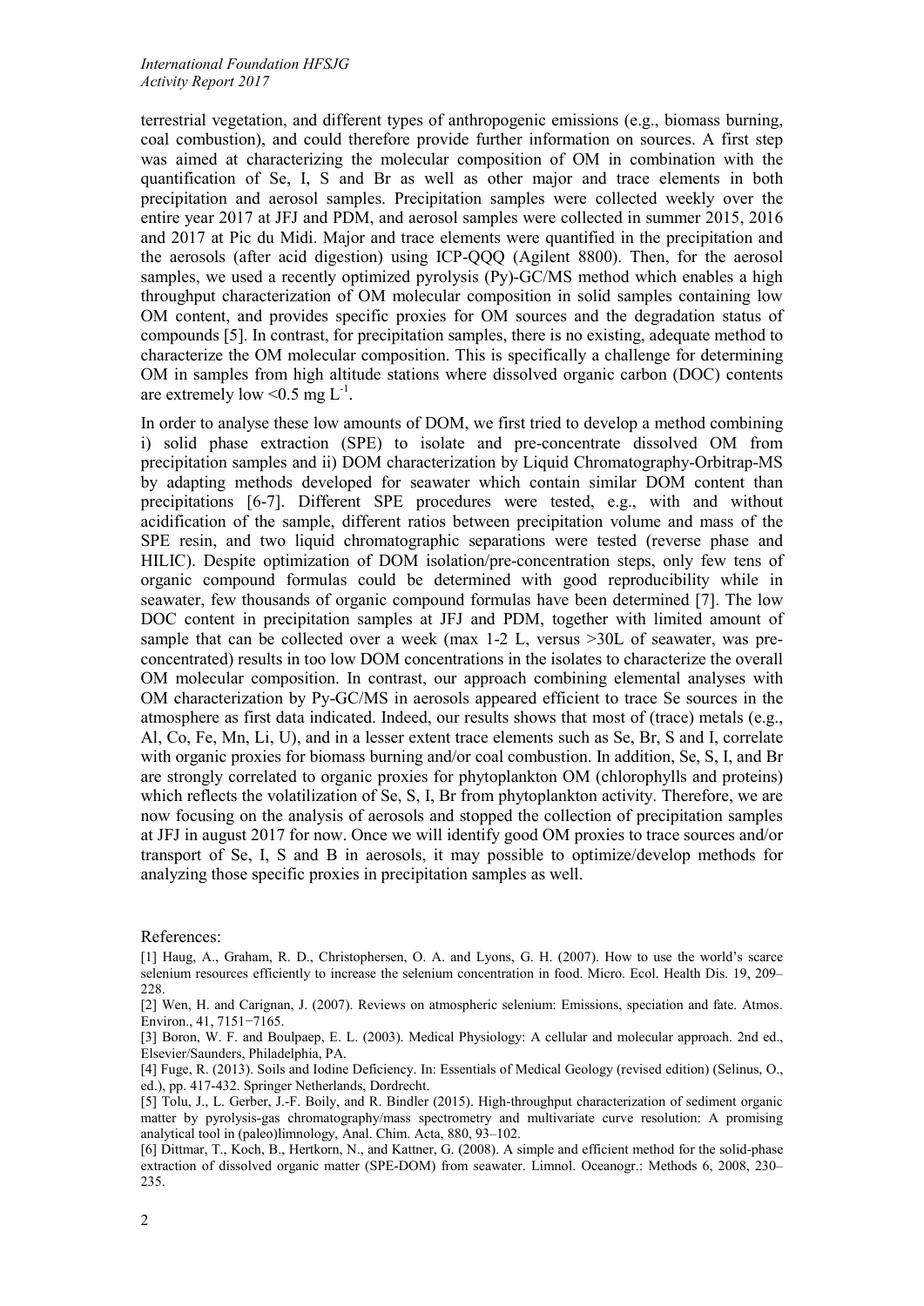terrestrial vegetation, and different types of anthropogenic emissions (e.g., biomass burning, coal combustion), and could therefore provide further information on sources. A first step was aimed at characterizing the molecular composition of OM in combination with the quantification of Se, I, S and Br as well as other major and trace elements in both precipitation and aerosol samples. Precipitation samples were collected weekly over the entire year 2017 at JFJ and PDM, and aerosol samples were collected in summer 2015, 2016 and 2017 at Pic du Midi. Major and trace elements were quantified in the precipitation and the aerosols (after acid digestion) using ICP-QQQ (Agilent 8800). Then, for the aerosol samples, we used a recently optimized pyrolysis (Py)-GC/MS method which enables a high throughput characterization of OM molecular composition in solid samples containing low OM content, and provides specific proxies for OM sources and the degradation status of compounds [5]. In contrast, for precipitation samples, there is no existing, adequate method to characterize the OM molecular composition. This is specifically a challenge for determining OM in samples from high altitude stations where dissolved organic carbon (DOC) contents are extremely low <0.5 mg $L^{-1}$.

In order to analyse these low amounts of DOM, we first tried to develop a method combining i) solid phase extraction (SPE) to isolate and pre-concentrate dissolved OM from precipitation samples and ii) DOM characterization by Liquid Chromatography-Orbitrap-MS by adapting methods developed for seawater which contain similar DOM content than precipitations [6-7]. Different SPE procedures were tested, e.g., with and without acidification of the sample, different ratios between precipitation volume and mass of the SPE resin, and two liquid chromatographic separations were tested (reverse phase and HILIC). Despite optimization of DOM isolation/pre-concentration steps, only few tens of organic compound formulas could be determined with good reproducibility while in seawater, few thousands of organic compound formulas have been determined [7]. The low DOC content in precipitation samples at JFJ and PDM, together with limited amount of sample that can be collected over a week (max 1-2 L, versus >30L of seawater, was pre-concentrated) results in too low DOM concentrations in the isolates to characterize the overall OM molecular composition. In contrast, our approach combining elemental analyses with OM characterization by Py-GC/MS in aerosols appeared efficient to trace Se sources in the atmosphere as first data indicated. Indeed, our results shows that most of (trace) metals (e.g., Al, Co, Fe, Mn, Li, U), and in a lesser extent trace elements such as Se, Br, S and I, correlate with organic proxies for biomass burning and/or coal combustion. In addition, Se, S, I, and Br are strongly correlated to organic proxies for phytoplankton OM (chlorophylls and proteins) which reflects the volatilization of Se, S, I, Br from phytoplankton activity. Therefore, we are now focusing on the analysis of aerosols and stopped the collection of precipitation samples at JFJ in august 2017 for now. Once we will identify good OM proxies to trace sources and/or transport of Se, I, S and B in aerosols, it may possible to optimize/develop methods for analyzing those specific proxies in precipitation samples as well.

References:

[1] Haug, A., Graham, R. D., Christophersen, O. A. and Lyons, G. H. (2007). How to use the world's scarce selenium resources efficiently to increase the selenium concentration in food. Micro. Ecol. Health Dis. 19, 209–228.

[2] Wen, H. and Carignan, J. (2007). Reviews on atmospheric selenium: Emissions, speciation and fate. Atmos. Environ., 41, 7151−7165.

[3] Boron, W. F. and Boulpaep, E. L. (2003). Medical Physiology: A cellular and molecular approach. 2nd ed., Elsevier/Saunders, Philadelphia, PA.

[4] Fuge, R. (2013). Soils and Iodine Deficiency. In: Essentials of Medical Geology (revised edition) (Selinus, O., ed.), pp. 417-432. Springer Netherlands, Dordrecht.

[5] Tolu, J., L. Gerber, J.-F. Boily, and R. Bindler (2015). High-throughput characterization of sediment organic matter by pyrolysis-gas chromatography/mass spectrometry and multivariate curve resolution: A promising analytical tool in (paleo)limnology, Anal. Chim. Acta, 880, 93–102.

[6] Dittmar, T., Koch, B., Hertkorn, N., and Kattner, G. (2008). A simple and efficient method for the solid-phase extraction of dissolved organic matter (SPE-DOM) from seawater. Limnol. Oceanogr.: Methods 6, 2008, 230–235.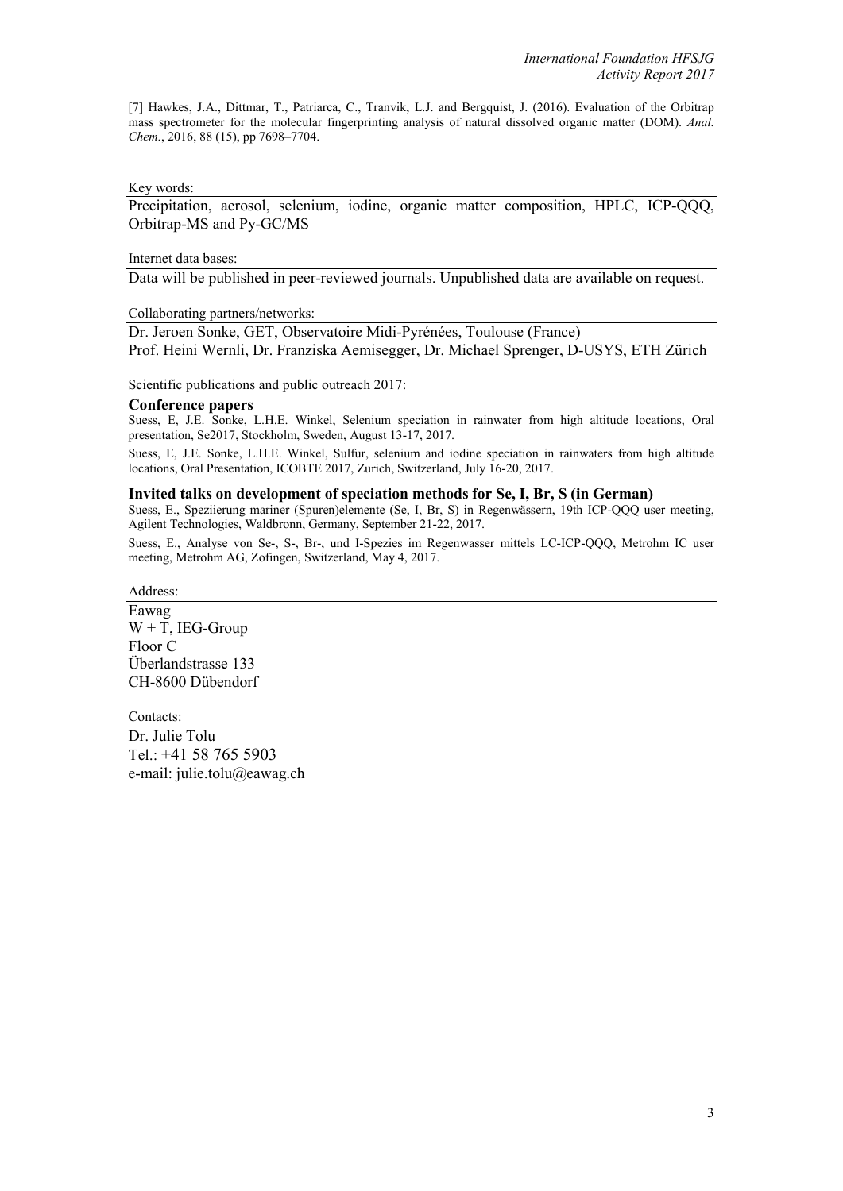[7] Hawkes, J.A., Dittmar, T., Patriarca, C., Tranvik, L.J. and Bergquist, J. (2016). Evaluation of the Orbitrap mass spectrometer for the molecular fingerprinting analysis of natural dissolved organic matter (DOM). *Anal. Chem.*, 2016, 88 (15), pp 7698–7704.

Key words:

Precipitation, aerosol, selenium, iodine, organic matter composition, HPLC, ICP-QQQ, Orbitrap-MS and Py-GC/MS

Internet data bases:

Data will be published in peer-reviewed journals. Unpublished data are available on request.

Collaborating partners/networks:

Dr. Jeroen Sonke, GET, Observatoire Midi-Pyrénées, Toulouse (France)
Prof. Heini Wernli, Dr. Franziska Aemisegger, Dr. Michael Sprenger, D-USYS, ETH Zürich

Scientific publications and public outreach 2017:

**Conference papers**

Suess, E, J.E. Sonke, L.H.E. Winkel, Selenium speciation in rainwater from high altitude locations, Oral presentation, Se2017, Stockholm, Sweden, August 13-17, 2017.

Suess, E, J.E. Sonke, L.H.E. Winkel, Sulfur, selenium and iodine speciation in rainwaters from high altitude locations, Oral Presentation, ICOBTE 2017, Zurich, Switzerland, July 16-20, 2017.

**Invited talks on development of speciation methods for Se, I, Br, S (in German)**

Suess, E., Speziierung mariner (Spuren)elemente (Se, I, Br, S) in Regenwässern, 19th ICP-QQQ user meeting, Agilent Technologies, Waldbronn, Germany, September 21-22, 2017.

Suess, E., Analyse von Se-, S-, Br-, und I-Spezies im Regenwasser mittels LC-ICP-QQQ, Metrohm IC user meeting, Metrohm AG, Zofingen, Switzerland, May 4, 2017.

Address:

Eawag
W + T, IEG-Group
Floor C
Überlandstrasse 133
CH-8600 Dübendorf

Contacts:

Dr. Julie Tolu
Tel.: +41 58 765 5903
e-mail: julie.tolu@eawag.ch